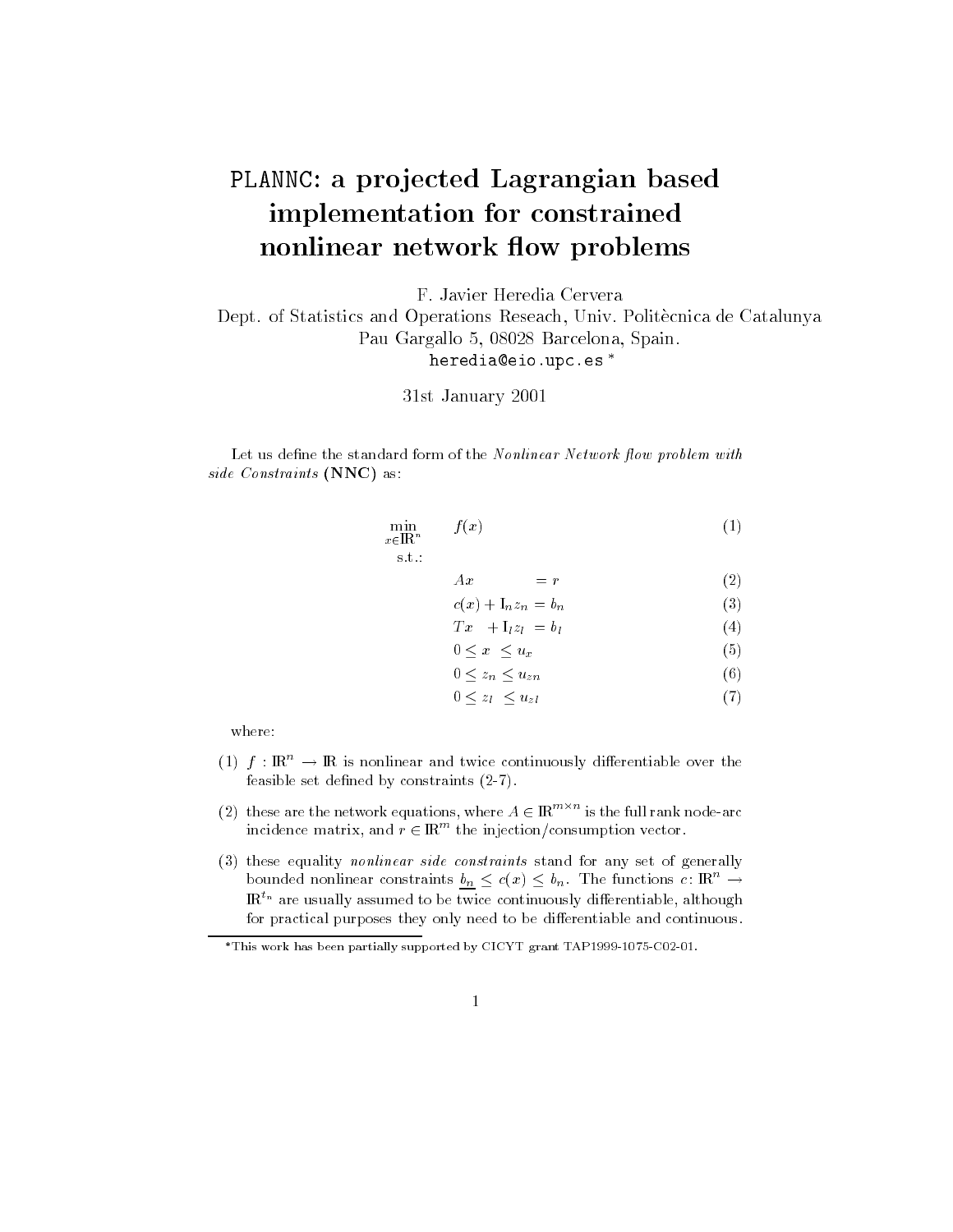# PLANNC: a projected Lagrangian based implementation for constrained nonlinear network flow problems

F. Javier Heredia Cervera
Dept. of Statistics and Operations Reseach, Univ. Politècnica de Catalunya
Pau Gargallo 5, 08028 Barcelona, Spain.
heredia@eio.upc.es [*]

31st January 2001

Let us define the standard form of the *Nonlinear Network flow problem with side Constraints* (**NNC**) as:

$$
\begin{aligned}
\min_{x \in \mathbb{R}^n} \quad & f(x) && (1)\\
\text{s.t.:} \quad & && \\
& Ax = r && (2)\\
& c(x) + \mathrm{I}_n z_n = b_n && (3)\\
& Tx + \mathrm{I}_l z_l = b_l && (4)\\
& 0 \le x \le u_x && (5)\\
& 0 \le z_n \le u_{zn} && (6)\\
& 0 \le z_l \le u_{zl} && (7)
\end{aligned}
$$

where:

(1) $f : \mathbb{R}^n \rightarrow \mathbb{R}$ is nonlinear and twice continuously differentiable over the feasible set defined by constraints (2-7).

(2) these are the network equations, where $A \in \mathbb{R}^{m \times n}$ is the full rank node-arc incidence matrix, and $r \in \mathbb{R}^m$ the injection/consumption vector.

(3) these equality *nonlinear side constraints* stand for any set of generally bounded nonlinear constraints $\underline{b_n} \le c(x) \le b_n$. The functions $c : \mathbb{R}^n \rightarrow \mathbb{R}^{t_n}$ are usually assumed to be twice continuously differentiable, although for practical purposes they only need to be differentiable and continuous.

[*] This work has been partially supported by CICYT grant TAP1999-1075-C02-01.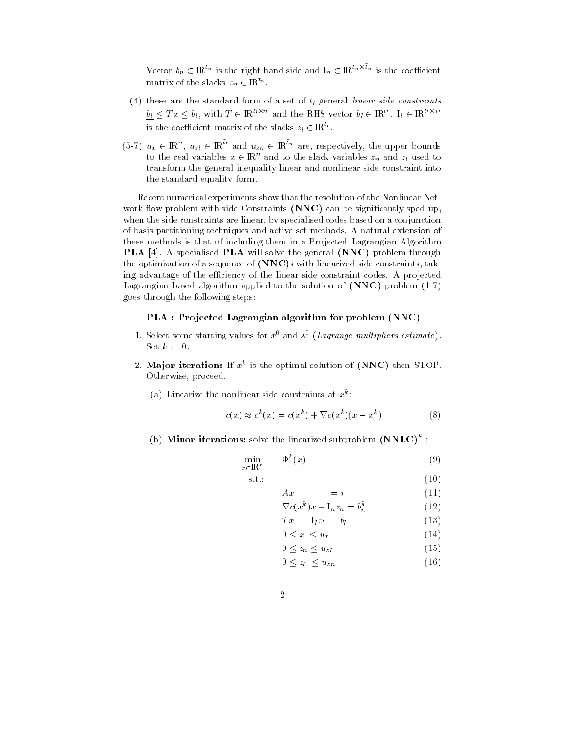Vector $b_n \in \mathbb{R}^{t_n}$ is the right-hand side and $\mathrm{I}_n \in \mathbb{R}^{t_n \times \bar{t}_n}$ is the coefficient matrix of the slacks $z_n \in \mathbb{R}^{\bar{t}_n}$.

(4) these are the standard form of a set of $t_l$ general *linear side constraints* $\underline{b_l} \leq Tx \leq b_l$, with $T \in \mathbb{R}^{t_l \times n}$ and the RHS vector $b_l \in \mathbb{R}^{t_l}$. $\mathrm{I}_l \in \mathbb{R}^{t_l \times \bar{t}_l}$ is the coefficient matrix of the slacks $z_l \in \mathbb{R}^{\bar{t}_l}$.

(5-7) $u_x \in \mathbb{R}^n$, $u_{zl} \in \mathbb{R}^{\bar{t}_l}$ and $u_{zn} \in \mathbb{R}^{\bar{t}_n}$ are, respectively, the upper bounds to the real variables $x \in \mathbb{R}^n$ and to the slack variables $z_n$ and $z_l$ used to transform the general inequality linear and nonlinear side constraint into the standard equality form.

Recent numerical experiments show that the resolution of the Nonlinear Network flow problem with side Constraints **(NNC)** can be significantly sped up, when the side constraints are linear, by specialised codes based on a conjunction of basis partitioning techniques and active set methods. A natural extension of these methods is that of including them in a Projected Lagrangian Algorithm **PLA** [4]. A specialised **PLA** will solve the general **(NNC)** problem through the optimization of a sequence of **(NNC)**s with linearized side constraints, taking advantage of the efficiency of the linear side constraint codes. A projected Lagrangian based algorithm applied to the solution of **(NNC)** problem (1-7) goes through the following steps:

**PLA : Projected Lagrangian algorithm for problem (NNC)**

1. Select some starting values for $x^0$ and $\lambda^0$ (*Lagrange multipliers estimate*). Set $k := 0$.

2. **Major iteration:** If $x^k$ is the optimal solution of **(NNC)** then STOP. Otherwise, proceed.

   (a) Linearize the nonlinear side constraints at $x^k$:

$$c(x) \approx c^k(x) = c(x^k) + \nabla c(x^k)(x - x^k) \tag{8}$$

   (b) **Minor iterations:** solve the linearized subproblem $\mathbf{(NNLC)}^k$ :

$$\min_{x \in \mathbb{R}^n} \quad \Phi^k(x) \tag{9}$$

$$\text{s.t.:} \tag{10}$$

$$Ax = r \tag{11}$$

$$\nabla c(x^k)x + \mathrm{I}_n z_n = b_n^k \tag{12}$$

$$Tx + \mathrm{I}_l z_l = b_l \tag{13}$$

$$0 \leq x \leq u_x \tag{14}$$

$$0 \leq z_n \leq u_{zl} \tag{15}$$

$$0 \leq z_l \leq u_{zn} \tag{16}$$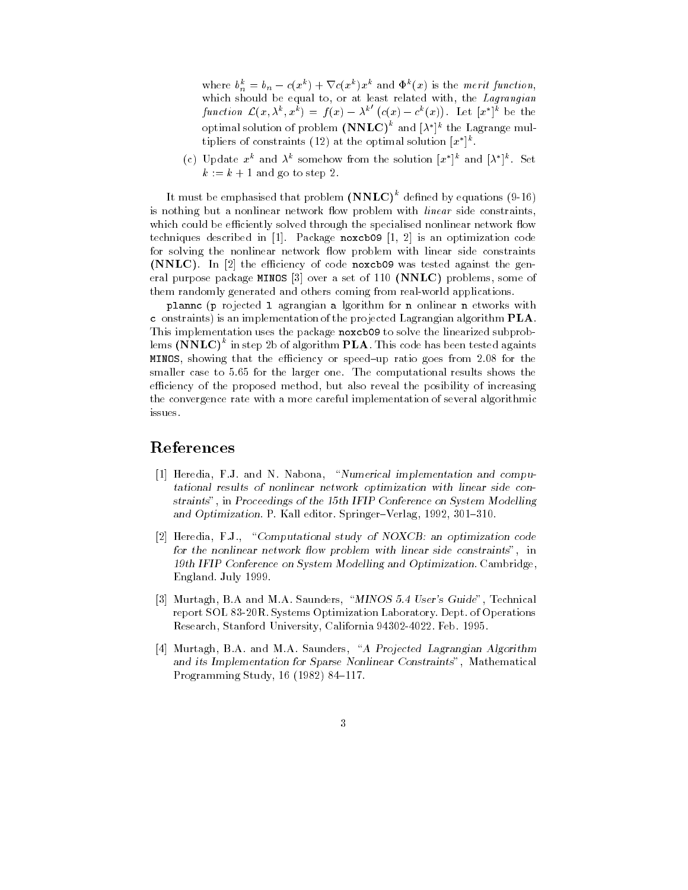where $b_n^k = b_n - c(x^k) + \nabla c(x^k) x^k$ and $\Phi^k(x)$ is the *merit function*, which should be equal to, or at least related with, the *Lagrangian function* $\mathcal{L}(x, \lambda^k, x^k) = f(x) - \lambda^{k\prime} \left( c(x) - c^k(x) \right)$. Let $[x^*]^k$ be the optimal solution of problem $\mathbf{(NNLC)}^k$ and $[\lambda^*]^k$ the Lagrange multipliers of constraints (12) at the optimal solution $[x^*]^k$.

(c) Update $x^k$ and $\lambda^k$ somehow from the solution $[x^*]^k$ and $[\lambda^*]^k$. Set $k := k + 1$ and go to step 2.

It must be emphasised that problem $\mathbf{(NNLC)}^k$ defined by equations (9-16) is nothing but a nonlinear network flow problem with *linear* side constraints, which could be efficiently solved through the specialised nonlinear network flow techniques described in [1]. Package `noxcb09` [1, 2] is an optimization code for solving the nonlinear network flow problem with linear side constraints **(NNLC)**. In [2] the efficiency of code `noxcb09` was tested against the general purpose package `MINOS` [3] over a set of 110 **(NNLC)** problems, some of them randomly generated and others coming from real-world applications.

`plannc` (`p` rojected `l` agrangian `a` lgorithm for `n` onlinear `n` etworks with `c` onstraints) is an implementation of the projected Lagrangian algorithm **PLA**. This implementation uses the package `noxcb09` to solve the linearized subproblems $\mathbf{(NNLC)}^k$ in step 2b of algorithm **PLA**. This code has been tested againts `MINOS`, showing that the efficiency or speed–up ratio goes from 2.08 for the smaller case to 5.65 for the larger one. The computational results shows the efficiency of the proposed method, but also reveal the posibility of increasing the convergence rate with a more careful implementation of several algorithmic issues.

## References

[1] Heredia, F.J. and N. Nabona, "*Numerical implementation and computational results of nonlinear network optimization with linear side constraints*", in *Proceedings of the 15th IFIP Conference on System Modelling and Optimization*. P. Kall editor. Springer–Verlag, 1992, 301–310.

[2] Heredia, F.J., "*Computational study of NOXCB: an optimization code for the nonlinear network flow problem with linear side constraints*", in *19th IFIP Conference on System Modelling and Optimization*. Cambridge, England. July 1999.

[3] Murtagh, B.A and M.A. Saunders, "*MINOS 5.4 User's Guide*", Technical report SOL 83-20R. Systems Optimization Laboratory. Dept. of Operations Research, Stanford University, California 94302-4022. Feb. 1995.

[4] Murtagh, B.A. and M.A. Saunders, "*A Projected Lagrangian Algorithm and its Implementation for Sparse Nonlinear Constraints*", Mathematical Programming Study, 16 (1982) 84–117.